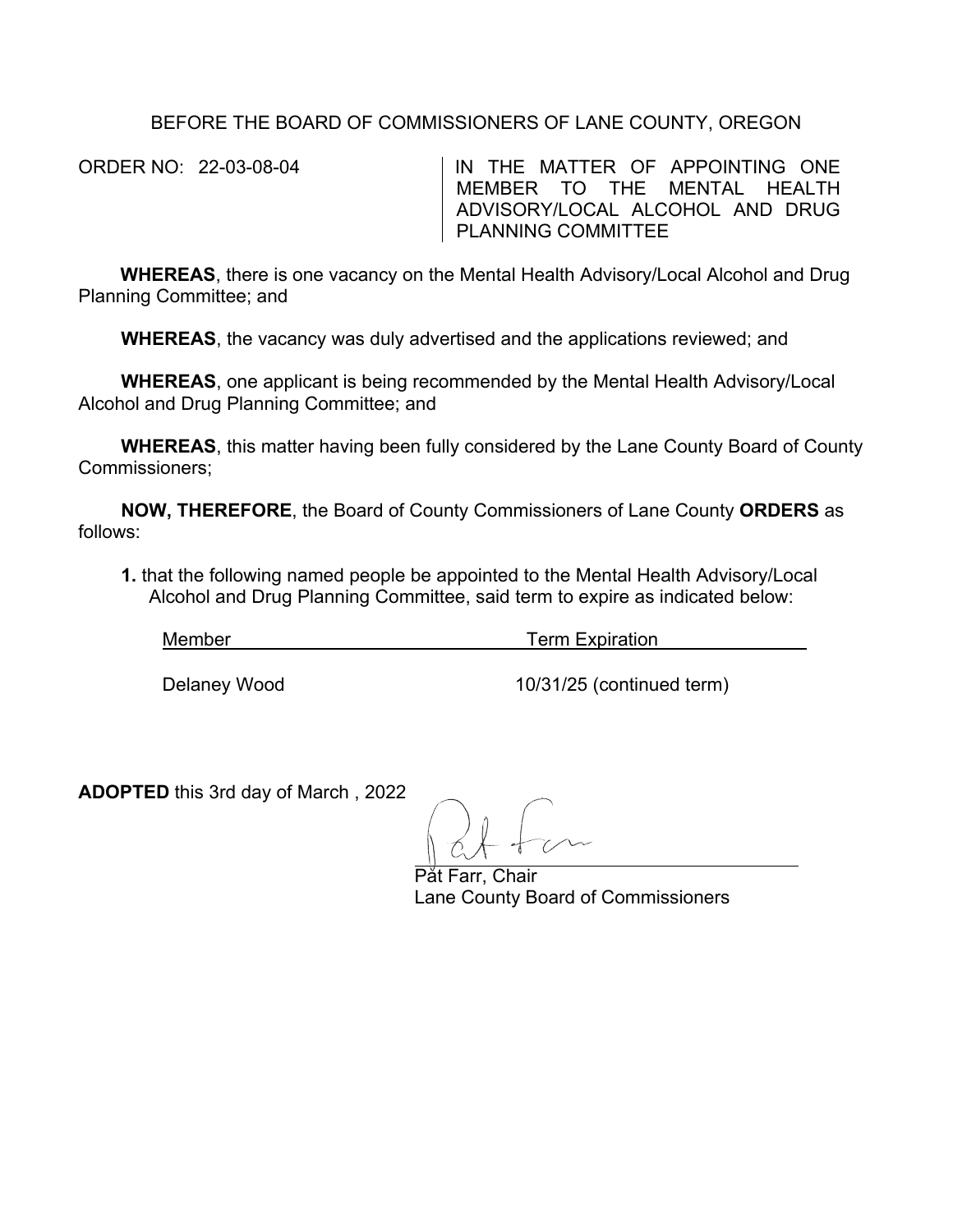BEFORE THE BOARD OF COMMISSIONERS OF LANE COUNTY, OREGON

ORDER NO: 22-03-08-04

IN THE MATTER OF APPOINTING ONE MEMBER TO THE MENTAL HEALTH ADVISORY/LOCAL ALCOHOL AND DRUG PLANNING COMMITTEE

**WHEREAS**, there is one vacancy on the Mental Health Advisory/Local Alcohol and Drug Planning Committee; and

**WHEREAS**, the vacancy was duly advertised and the applications reviewed; and

**WHEREAS**, one applicant is being recommended by the Mental Health Advisory/Local Alcohol and Drug Planning Committee; and

**WHEREAS**, this matter having been fully considered by the Lane County Board of County Commissioners;

**NOW, THEREFORE**, the Board of County Commissioners of Lane County **ORDERS** as follows:

**1.** that the following named people be appointed to the Mental Health Advisory/Local Alcohol and Drug Planning Committee, said term to expire as indicated below:

| Member | Term Expiration |
| --- | --- |
| Delaney Wood | 10/31/25 (continued term) |

**ADOPTED** this 3rd day of March , 2022

Pat Farr, Chair
Lane County Board of Commissioners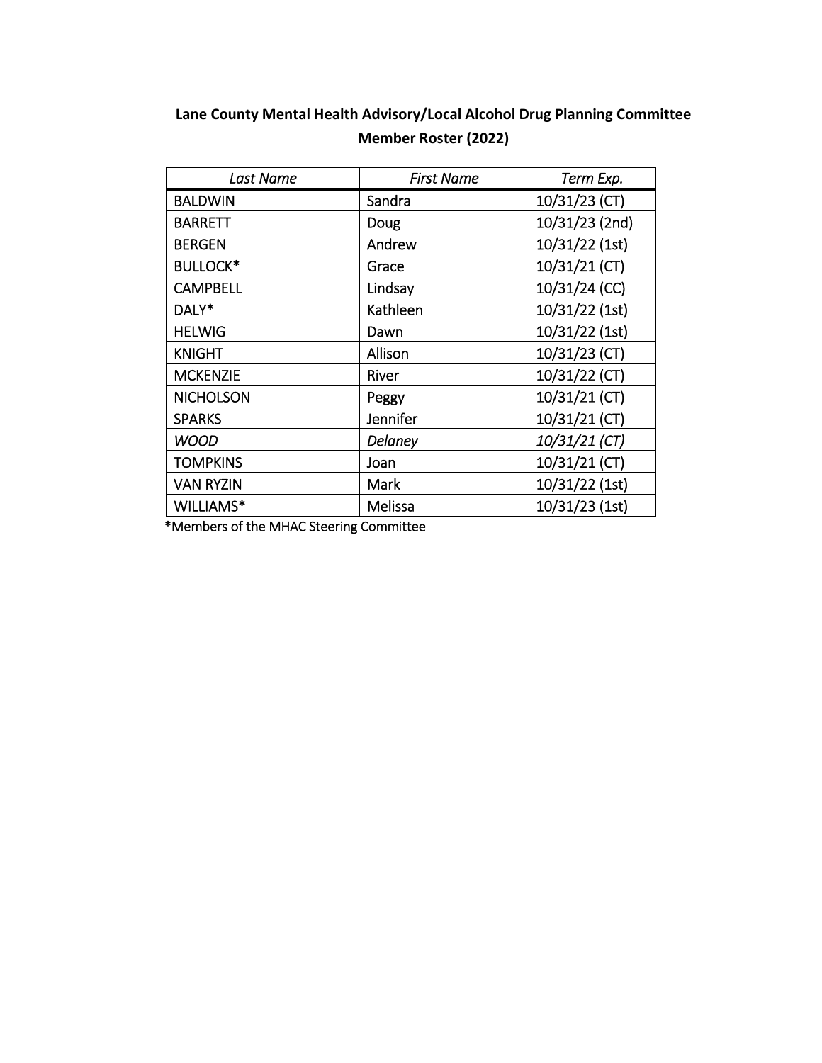**Lane County Mental Health Advisory/Local Alcohol Drug Planning Committee**
**Member Roster (2022)**

| *Last Name* | *First Name* | *Term Exp.* |
|---|---|---|
| BALDWIN | Sandra | 10/31/23 (CT) |
| BARRETT | Doug | 10/31/23 (2nd) |
| BERGEN | Andrew | 10/31/22 (1st) |
| BULLOCK* | Grace | 10/31/21 (CT) |
| CAMPBELL | Lindsay | 10/31/24 (CC) |
| DALY* | Kathleen | 10/31/22 (1st) |
| HELWIG | Dawn | 10/31/22 (1st) |
| KNIGHT | Allison | 10/31/23 (CT) |
| MCKENZIE | River | 10/31/22 (CT) |
| NICHOLSON | Peggy | 10/31/21 (CT) |
| SPARKS | Jennifer | 10/31/21 (CT) |
| *WOOD* | *Delaney* | *10/31/21 (CT)* |
| TOMPKINS | Joan | 10/31/21 (CT) |
| VAN RYZIN | Mark | 10/31/22 (1st) |
| WILLIAMS* | Melissa | 10/31/23 (1st) |

*Members of the MHAC Steering Committee